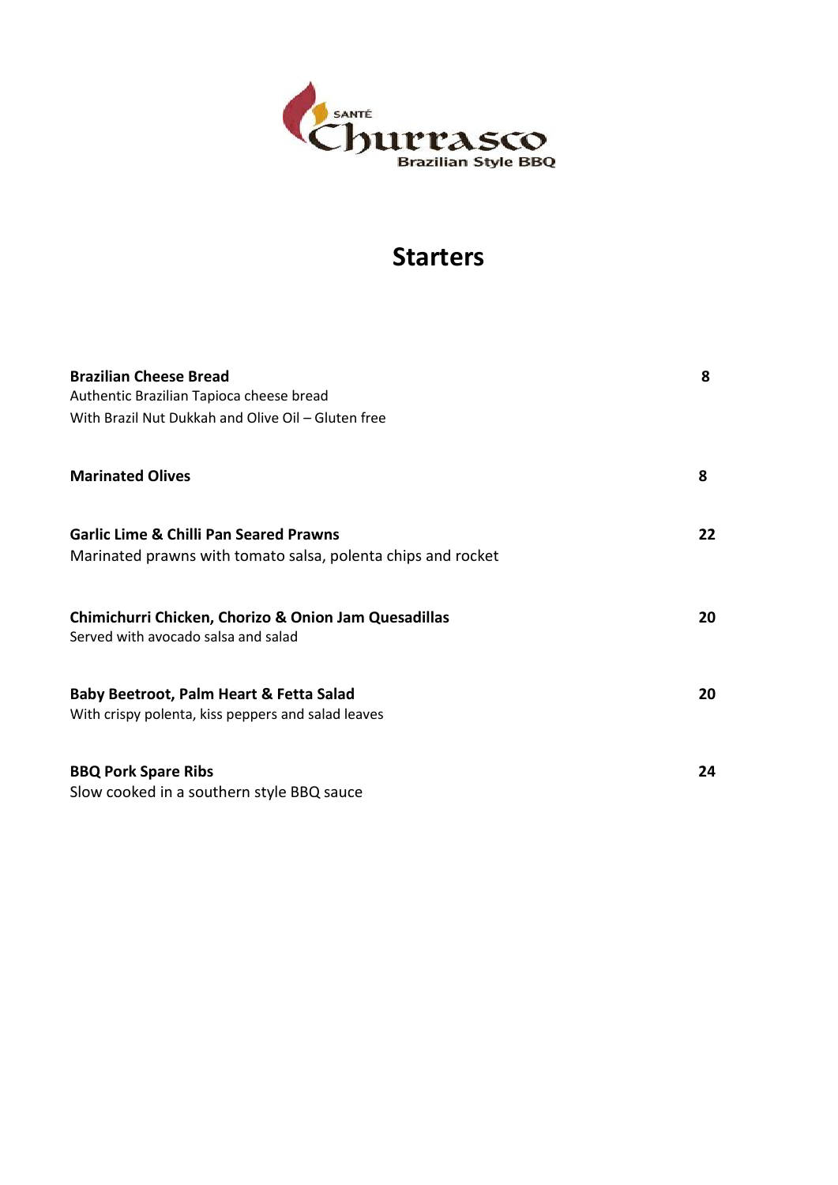SANTÉ **Churrasco** Brazilian Style BBQ

# Starters

**Brazilian Cheese Bread** **8**
Authentic Brazilian Tapioca cheese bread
With Brazil Nut Dukkah and Olive Oil – Gluten free

**Marinated Olives** **8**

**Garlic Lime & Chilli Pan Seared Prawns** **22**
Marinated prawns with tomato salsa, polenta chips and rocket

**Chimichurri Chicken, Chorizo & Onion Jam Quesadillas** **20**
Served with avocado salsa and salad

**Baby Beetroot, Palm Heart & Fetta Salad** **20**
With crispy polenta, kiss peppers and salad leaves

**BBQ Pork Spare Ribs** **24**
Slow cooked in a southern style BBQ sauce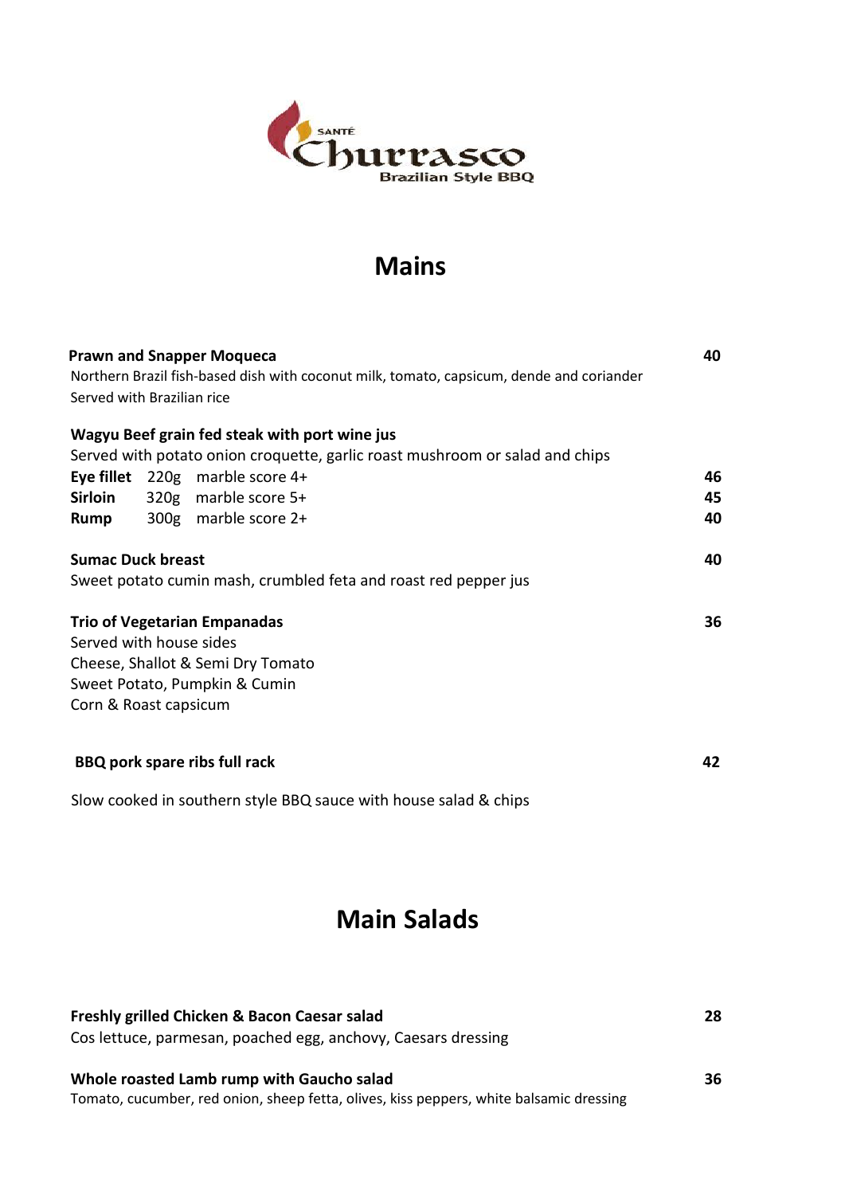SANTÉ Churrasco
Brazilian Style BBQ

# Mains

**Prawn and Snapper Moqueca** **40**
Northern Brazil fish-based dish with coconut milk, tomato, capsicum, dende and coriander
Served with Brazilian rice

**Wagyu Beef grain fed steak with port wine jus**
Served with potato onion croquette, garlic roast mushroom or salad and chips

| | | | |
|---|---|---|---|
| **Eye fillet** | 220g | marble score 4+ | **46** |
| **Sirloin** | 320g | marble score 5+ | **45** |
| **Rump** | 300g | marble score 2+ | **40** |

**Sumac Duck breast** **40**
Sweet potato cumin mash, crumbled feta and roast red pepper jus

**Trio of Vegetarian Empanadas** **36**
Served with house sides
Cheese, Shallot & Semi Dry Tomato
Sweet Potato, Pumpkin & Cumin
Corn & Roast capsicum

**BBQ pork spare ribs full rack** **42**

Slow cooked in southern style BBQ sauce with house salad & chips

# Main Salads

**Freshly grilled Chicken & Bacon Caesar salad** **28**
Cos lettuce, parmesan, poached egg, anchovy, Caesars dressing

**Whole roasted Lamb rump with Gaucho salad** **36**
Tomato, cucumber, red onion, sheep fetta, olives, kiss peppers, white balsamic dressing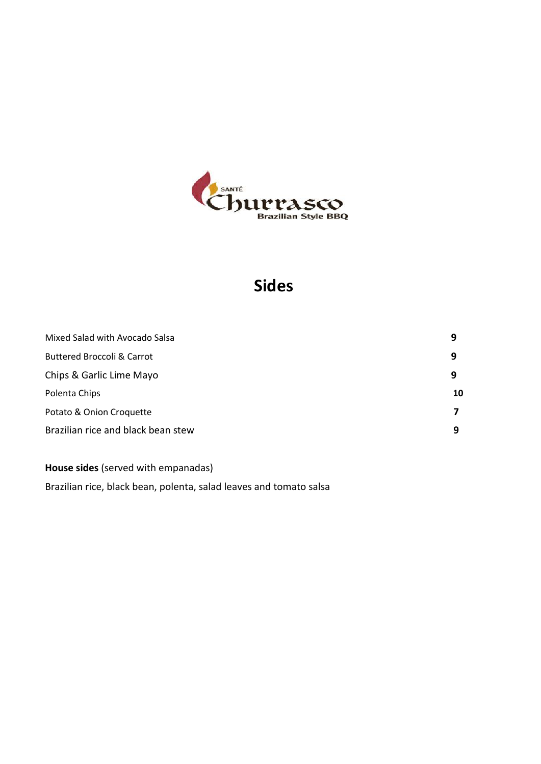SANTÉ

Churrasco

Brazilian Style BBQ

# Sides

| | |
|---|---|
| Mixed Salad with Avocado Salsa | **9** |
| Buttered Broccoli & Carrot | **9** |
| Chips & Garlic Lime Mayo | **9** |
| Polenta Chips | **10** |
| Potato & Onion Croquette | **7** |
| Brazilian rice and black bean stew | **9** |

**House sides** (served with empanadas)

Brazilian rice, black bean, polenta, salad leaves and tomato salsa